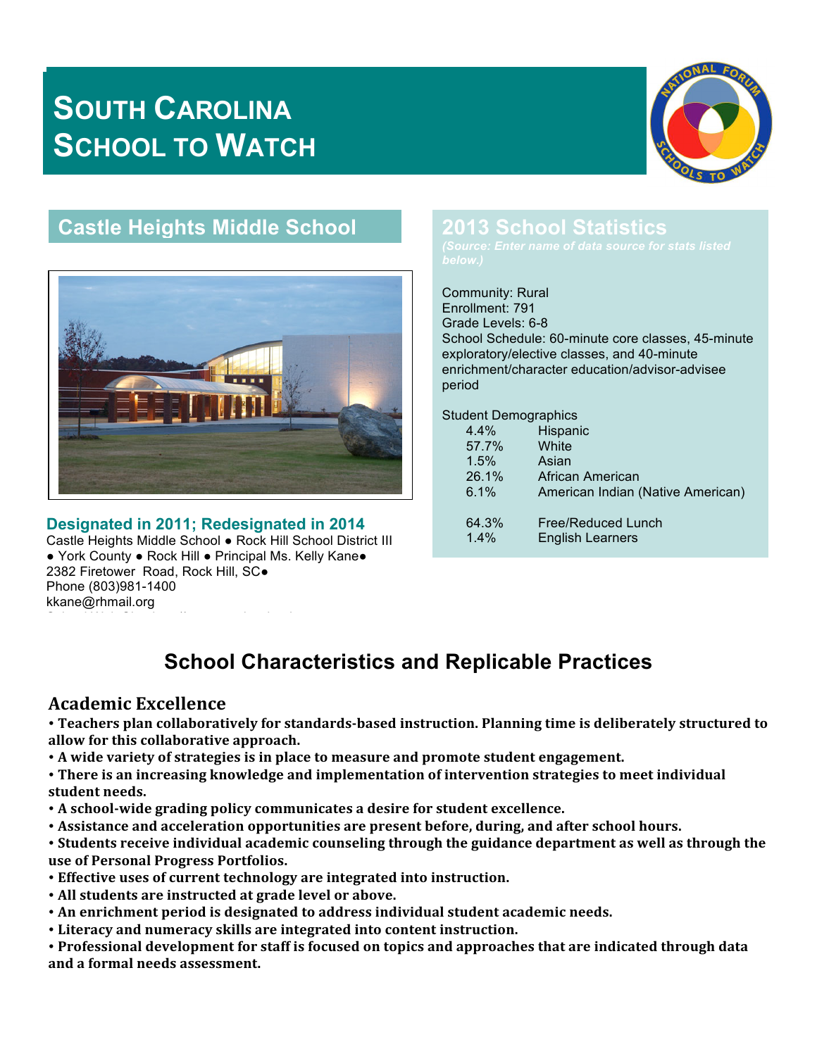# South Carolina School to Watch

## Castle Heights Middle School

### Designated in 2011; Redesignated in 2014

Castle Heights Middle School ● Rock Hill School District III ● York County ● Rock Hill ● Principal Ms. Kelly Kane● 2382 Firetower Road, Rock Hill, SC●
Phone (803)981-1400
kkane@rhmail.org

## 2013 School Statistics

*(Source: Enter name of data source for stats listed below.)*

Community: Rural
Enrollment: 791
Grade Levels: 6-8
School Schedule: 60-minute core classes, 45-minute exploratory/elective classes, and 40-minute enrichment/character education/advisor-advisee period

Student Demographics

| | |
|---|---|
| 4.4% | Hispanic |
| 57.7% | White |
| 1.5% | Asian |
| 26.1% | African American |
| 6.1% | American Indian (Native American) |
| 64.3% | Free/Reduced Lunch |
| 1.4% | English Learners |

## School Characteristics and Replicable Practices

### Academic Excellence

- **Teachers plan collaboratively for standards-based instruction. Planning time is deliberately structured to allow for this collaborative approach.**
- **A wide variety of strategies is in place to measure and promote student engagement.**
- **There is an increasing knowledge and implementation of intervention strategies to meet individual student needs.**
- **A school-wide grading policy communicates a desire for student excellence.**
- **Assistance and acceleration opportunities are present before, during, and after school hours.**
- **Students receive individual academic counseling through the guidance department as well as through the use of Personal Progress Portfolios.**
- **Effective uses of current technology are integrated into instruction.**
- **All students are instructed at grade level or above.**
- **An enrichment period is designated to address individual student academic needs.**
- **Literacy and numeracy skills are integrated into content instruction.**
- **Professional development for staff is focused on topics and approaches that are indicated through data and a formal needs assessment.**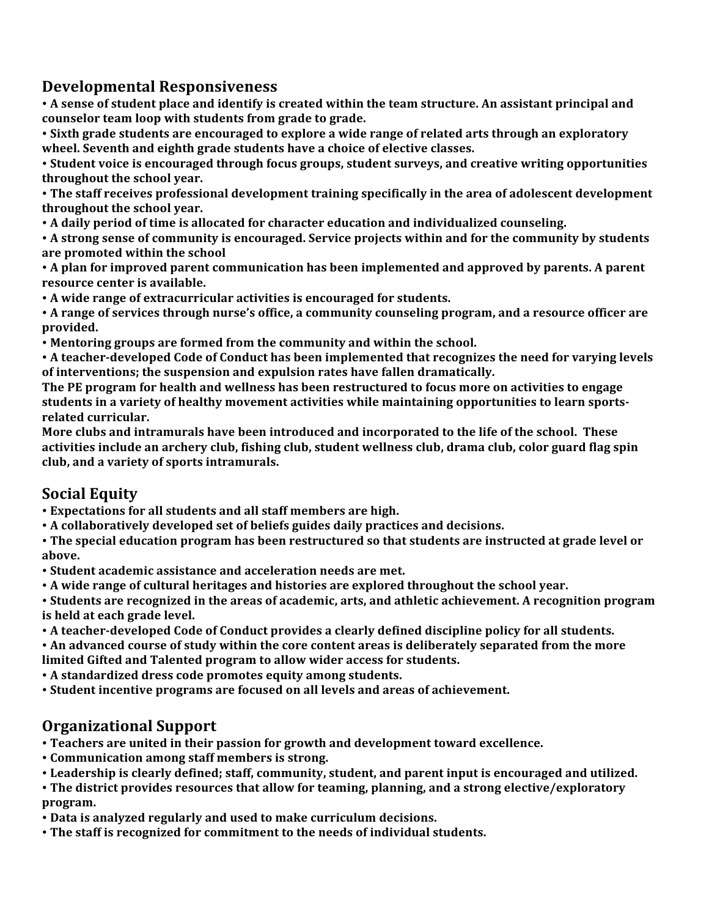## Developmental Responsiveness

- **A sense of student place and identify is created within the team structure. An assistant principal and counselor team loop with students from grade to grade.**
- **Sixth grade students are encouraged to explore a wide range of related arts through an exploratory wheel. Seventh and eighth grade students have a choice of elective classes.**
- **Student voice is encouraged through focus groups, student surveys, and creative writing opportunities throughout the school year.**
- **The staff receives professional development training specifically in the area of adolescent development throughout the school year.**
- **A daily period of time is allocated for character education and individualized counseling.**
- **A strong sense of community is encouraged. Service projects within and for the community by students are promoted within the school**
- **A plan for improved parent communication has been implemented and approved by parents. A parent resource center is available.**
- **A wide range of extracurricular activities is encouraged for students.**
- **A range of services through nurse's office, a community counseling program, and a resource officer are provided.**
- **Mentoring groups are formed from the community and within the school.**
- **A teacher-developed Code of Conduct has been implemented that recognizes the need for varying levels of interventions; the suspension and expulsion rates have fallen dramatically.**

**The PE program for health and wellness has been restructured to focus more on activities to engage students in a variety of healthy movement activities while maintaining opportunities to learn sports-related curricular.**

**More clubs and intramurals have been introduced and incorporated to the life of the school. These activities include an archery club, fishing club, student wellness club, drama club, color guard flag spin club, and a variety of sports intramurals.**

## Social Equity

- **Expectations for all students and all staff members are high.**
- **A collaboratively developed set of beliefs guides daily practices and decisions.**
- **The special education program has been restructured so that students are instructed at grade level or above.**
- **Student academic assistance and acceleration needs are met.**
- **A wide range of cultural heritages and histories are explored throughout the school year.**
- **Students are recognized in the areas of academic, arts, and athletic achievement. A recognition program is held at each grade level.**
- **A teacher-developed Code of Conduct provides a clearly defined discipline policy for all students.**
- **An advanced course of study within the core content areas is deliberately separated from the more limited Gifted and Talented program to allow wider access for students.**
- **A standardized dress code promotes equity among students.**
- **Student incentive programs are focused on all levels and areas of achievement.**

## Organizational Support

- **Teachers are united in their passion for growth and development toward excellence.**
- **Communication among staff members is strong.**
- **Leadership is clearly defined; staff, community, student, and parent input is encouraged and utilized.**
- **The district provides resources that allow for teaming, planning, and a strong elective/exploratory program.**
- **Data is analyzed regularly and used to make curriculum decisions.**
- **The staff is recognized for commitment to the needs of individual students.**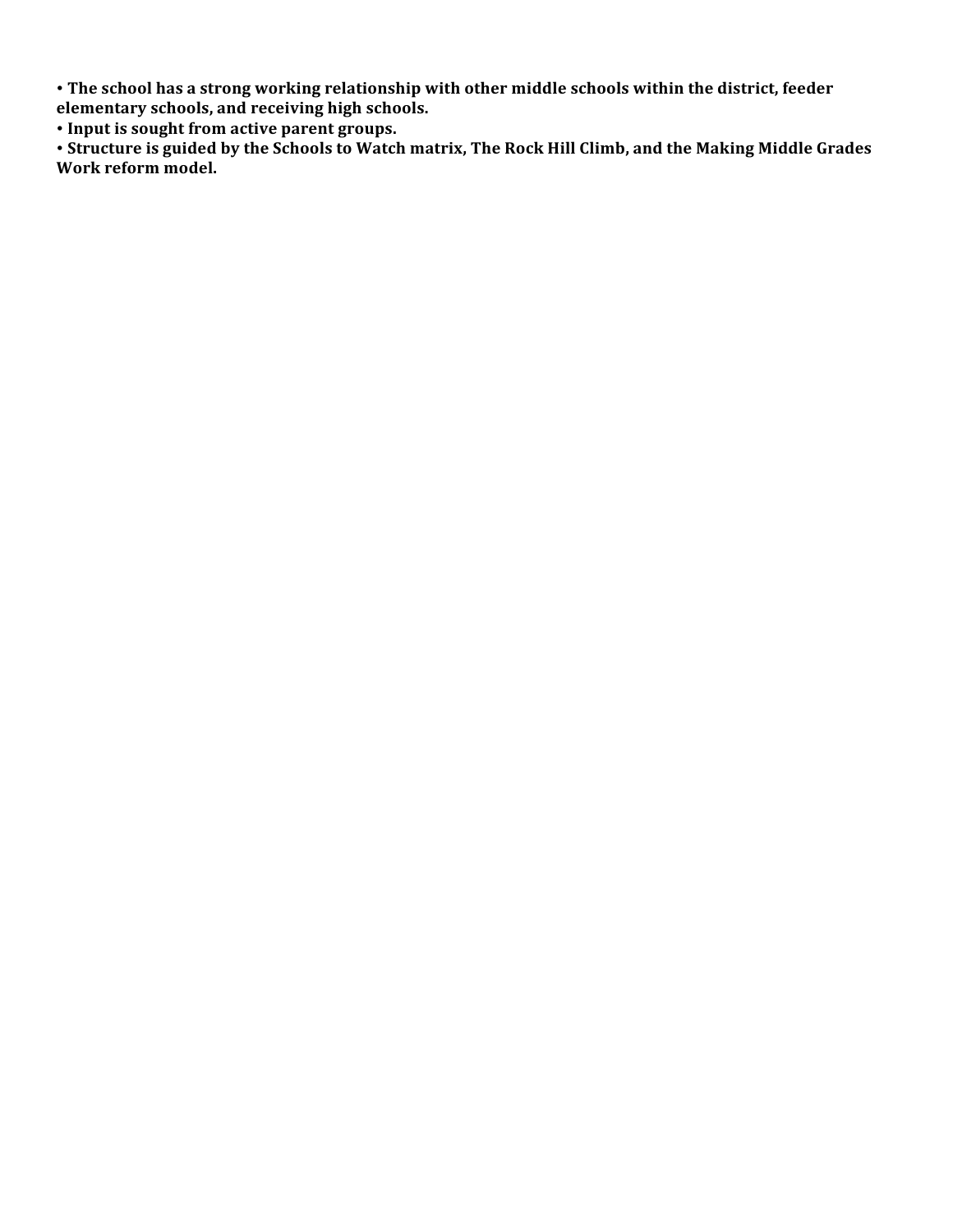- **The school has a strong working relationship with other middle schools within the district, feeder elementary schools, and receiving high schools.**
- **Input is sought from active parent groups.**
- **Structure is guided by the Schools to Watch matrix, The Rock Hill Climb, and the Making Middle Grades Work reform model.**